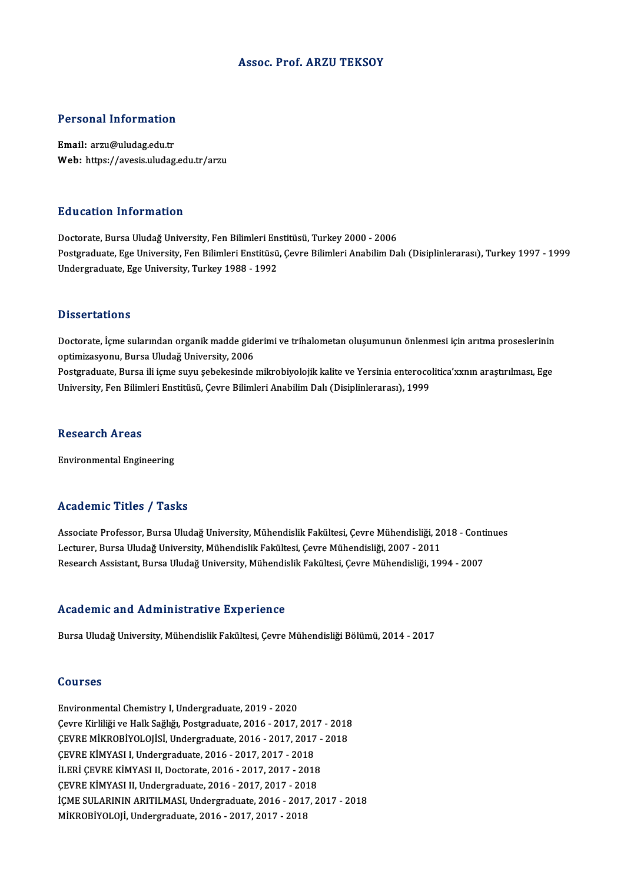# Assoc. Prof. ARZU TEKSOY

## Personal Information

**Email:** arzu@uludag.edu.tr
**Web:** https://avesis.uludag.edu.tr/arzu

## Education Information

Doctorate, Bursa Uludağ University, Fen Bilimleri Enstitüsü, Turkey 2000 - 2006
Postgraduate, Ege University, Fen Bilimleri Enstitüsü, Çevre Bilimleri Anabilim Dalı (Disiplinlerarası), Turkey 1997 - 1999
Undergraduate, Ege University, Turkey 1988 - 1992

## Dissertations

Doctorate, İçme sularından organik madde giderimi ve trihalometan oluşumunun önlenmesi için arıtma proseslerinin optimizasyonu, Bursa Uludağ University, 2006
Postgraduate, Bursa ili içme suyu şebekesinde mikrobiyolojik kalite ve Yersinia enterocolitica'xxnın araştırılması, Ege University, Fen Bilimleri Enstitüsü, Çevre Bilimleri Anabilim Dalı (Disiplinlerarası), 1999

## Research Areas

Environmental Engineering

## Academic Titles / Tasks

Associate Professor, Bursa Uludağ University, Mühendislik Fakültesi, Çevre Mühendisliği, 2018 - Continues
Lecturer, Bursa Uludağ University, Mühendislik Fakültesi, Çevre Mühendisliği, 2007 - 2011
Research Assistant, Bursa Uludağ University, Mühendislik Fakültesi, Çevre Mühendisliği, 1994 - 2007

## Academic and Administrative Experience

Bursa Uludağ University, Mühendislik Fakültesi, Çevre Mühendisliği Bölümü, 2014 - 2017

## Courses

Environmental Chemistry I, Undergraduate, 2019 - 2020
Çevre Kirliliği ve Halk Sağlığı, Postgraduate, 2016 - 2017, 2017 - 2018
ÇEVRE MİKROBİYOLOJİSİ, Undergraduate, 2016 - 2017, 2017 - 2018
ÇEVRE KİMYASI I, Undergraduate, 2016 - 2017, 2017 - 2018
İLERİ ÇEVRE KİMYASI II, Doctorate, 2016 - 2017, 2017 - 2018
ÇEVRE KİMYASI II, Undergraduate, 2016 - 2017, 2017 - 2018
İÇME SULARININ ARITILMASI, Undergraduate, 2016 - 2017, 2017 - 2018
MİKROBİYOLOJİ, Undergraduate, 2016 - 2017, 2017 - 2018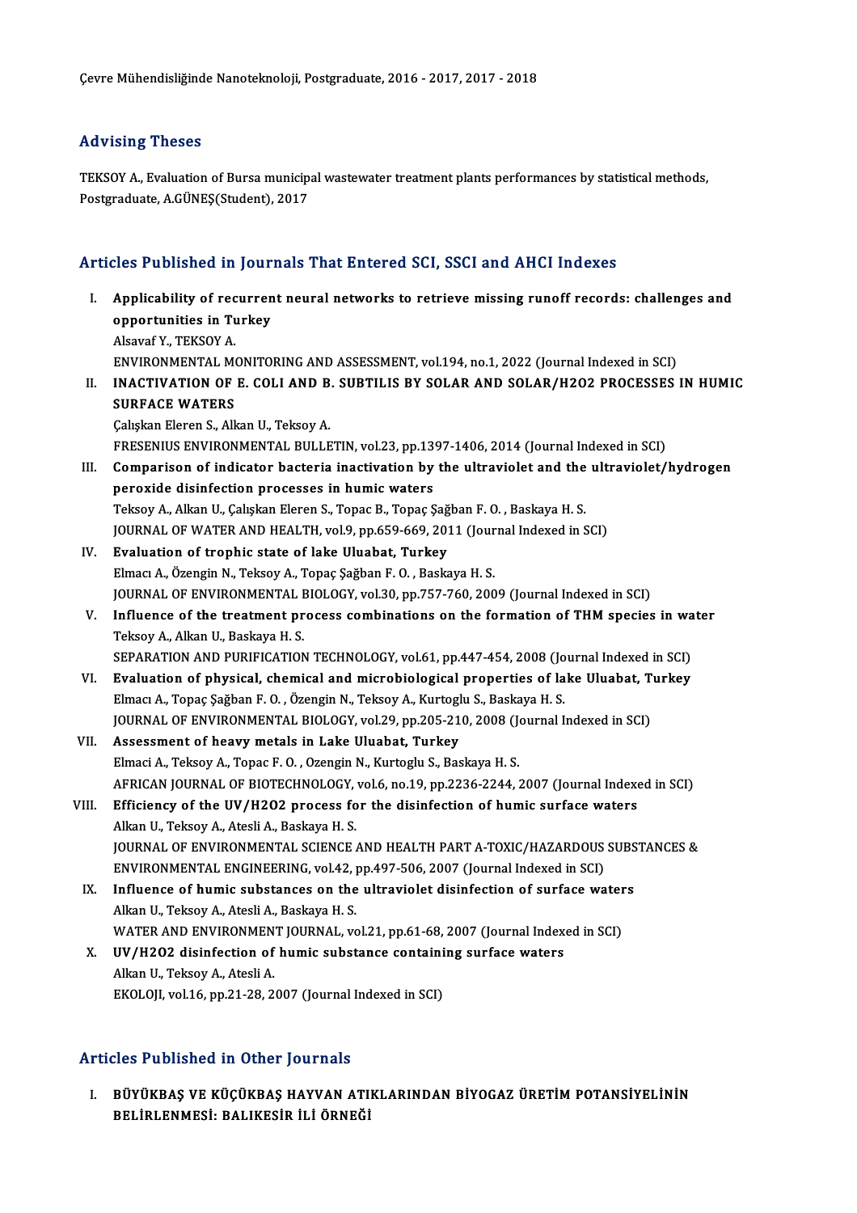Çevre Mühendisliğinde Nanoteknoloji, Postgraduate, 2016 - 2017, 2017 - 2018

## Advising Theses

TEKSOY A., Evaluation of Bursa municipal wastewater treatment plants performances by statistical methods, Postgraduate, A.GÜNEŞ(Student), 2017

## Articles Published in Journals That Entered SCI, SSCI and AHCI Indexes

I. **Applicability of recurrent neural networks to retrieve missing runoff records: challenges and opportunities in Turkey**
   Alsavaf Y., TEKSOY A.
   ENVIRONMENTAL MONITORING AND ASSESSMENT, vol.194, no.1, 2022 (Journal Indexed in SCI)
II. **INACTIVATION OF E. COLI AND B. SUBTILIS BY SOLAR AND SOLAR/H2O2 PROCESSES IN HUMIC SURFACE WATERS**
   Çalışkan Eleren S., Alkan U., Teksoy A.
   FRESENIUS ENVIRONMENTAL BULLETIN, vol.23, pp.1397-1406, 2014 (Journal Indexed in SCI)
III. **Comparison of indicator bacteria inactivation by the ultraviolet and the ultraviolet/hydrogen peroxide disinfection processes in humic waters**
   Teksoy A., Alkan U., Çalışkan Eleren S., Topac B., Topaç Şağban F. O. , Baskaya H. S.
   JOURNAL OF WATER AND HEALTH, vol.9, pp.659-669, 2011 (Journal Indexed in SCI)
IV. **Evaluation of trophic state of lake Uluabat, Turkey**
   Elmacı A., Özengin N., Teksoy A., Topaç Şağban F. O. , Baskaya H. S.
   JOURNAL OF ENVIRONMENTAL BIOLOGY, vol.30, pp.757-760, 2009 (Journal Indexed in SCI)
V. **Influence of the treatment process combinations on the formation of THM species in water**
   Teksoy A., Alkan U., Baskaya H. S.
   SEPARATION AND PURIFICATION TECHNOLOGY, vol.61, pp.447-454, 2008 (Journal Indexed in SCI)
VI. **Evaluation of physical, chemical and microbiological properties of lake Uluabat, Turkey**
   Elmacı A., Topaç Şağban F. O. , Özengin N., Teksoy A., Kurtoglu S., Baskaya H. S.
   JOURNAL OF ENVIRONMENTAL BIOLOGY, vol.29, pp.205-210, 2008 (Journal Indexed in SCI)
VII. **Assessment of heavy metals in Lake Uluabat, Turkey**
   Elmaci A., Teksoy A., Topac F. O. , Ozengin N., Kurtoglu S., Baskaya H. S.
   AFRICAN JOURNAL OF BIOTECHNOLOGY, vol.6, no.19, pp.2236-2244, 2007 (Journal Indexed in SCI)
VIII. **Efficiency of the UV/H2O2 process for the disinfection of humic surface waters**
   Alkan U., Teksoy A., Atesli A., Baskaya H. S.
   JOURNAL OF ENVIRONMENTAL SCIENCE AND HEALTH PART A-TOXIC/HAZARDOUS SUBSTANCES & ENVIRONMENTAL ENGINEERING, vol.42, pp.497-506, 2007 (Journal Indexed in SCI)
IX. **Influence of humic substances on the ultraviolet disinfection of surface waters**
   Alkan U., Teksoy A., Atesli A., Baskaya H. S.
   WATER AND ENVIRONMENT JOURNAL, vol.21, pp.61-68, 2007 (Journal Indexed in SCI)
X. **UV/H2O2 disinfection of humic substance containing surface waters**
   Alkan U., Teksoy A., Atesli A.
   EKOLOJI, vol.16, pp.21-28, 2007 (Journal Indexed in SCI)

## Articles Published in Other Journals

I. **BÜYÜKBAŞ VE KÜÇÜKBAŞ HAYVAN ATIKLARINDAN BİYOGAZ ÜRETİM POTANSİYELİNİN BELİRLENMESİ: BALIKESİR İLİ ÖRNEĞİ**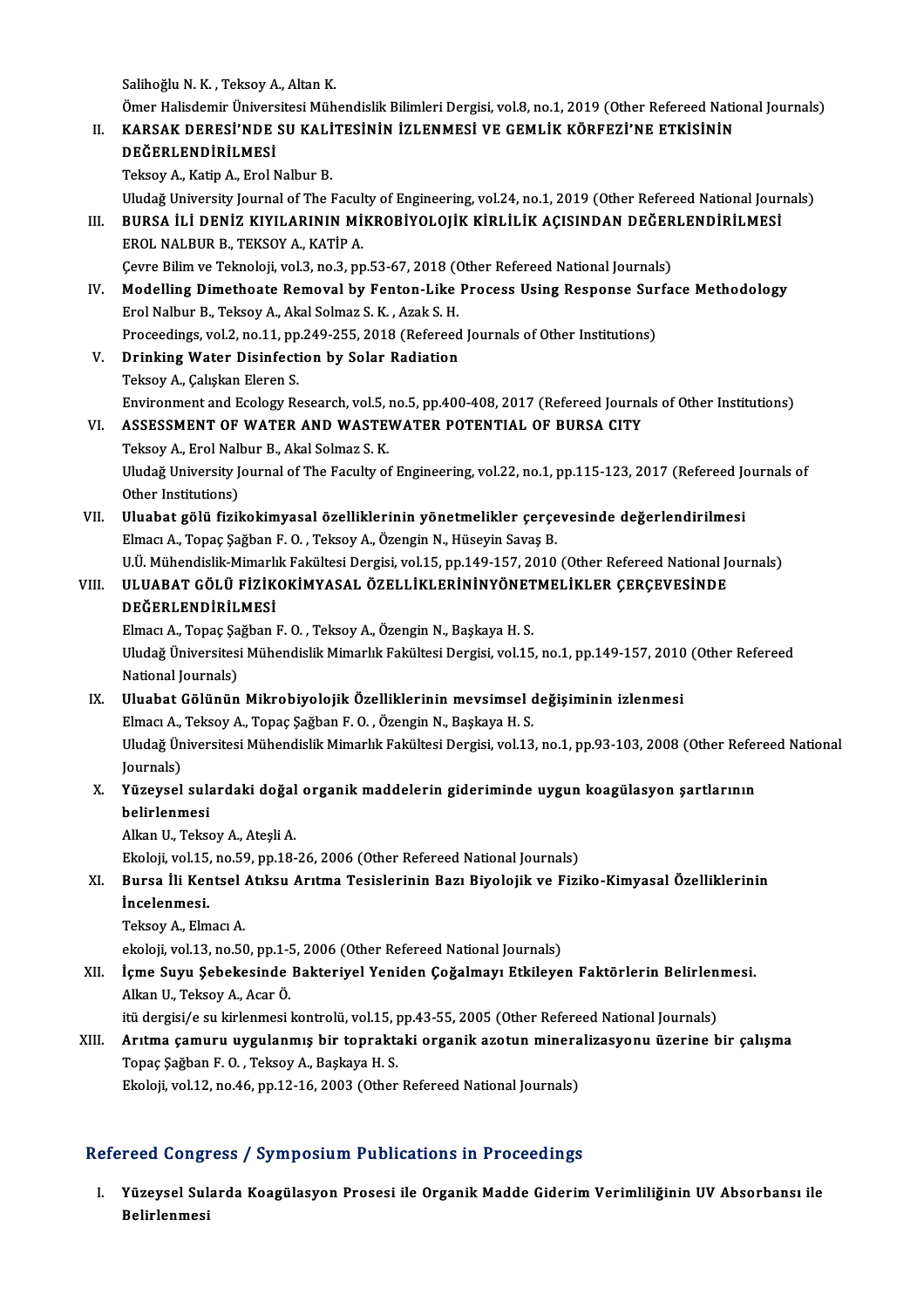Salihoğlu N. K. , Teksoy A., Altan K.
Ömer Halisdemir Üniversitesi Mühendislik Bilimleri Dergisi, vol.8, no.1, 2019 (Other Refereed National Journals)

II. **KARSAK DERESİ'NDE SU KALİTESİNİN İZLENMESİ VE GEMLİK KÖRFEZİ'NE ETKİSİNİN DEĞERLENDİRİLMESİ**
Teksoy A., Katip A., Erol Nalbur B.
Uludağ University Journal of The Faculty of Engineering, vol.24, no.1, 2019 (Other Refereed National Journals)

III. **BURSA İLİ DENİZ KIYILARININ MİKROBİYOLOJİK KİRLİLİK AÇISINDAN DEĞERLENDİRİLMESİ**
EROL NALBUR B., TEKSOY A., KATİP A.
Çevre Bilim ve Teknoloji, vol.3, no.3, pp.53-67, 2018 (Other Refereed National Journals)

IV. **Modelling Dimethoate Removal by Fenton-Like Process Using Response Surface Methodology**
Erol Nalbur B., Teksoy A., Akal Solmaz S. K. , Azak S. H.
Proceedings, vol.2, no.11, pp.249-255, 2018 (Refereed Journals of Other Institutions)

V. **Drinking Water Disinfection by Solar Radiation**
Teksoy A., Çalışkan Eleren S.
Environment and Ecology Research, vol.5, no.5, pp.400-408, 2017 (Refereed Journals of Other Institutions)

VI. **ASSESSMENT OF WATER AND WASTEWATER POTENTIAL OF BURSA CITY**
Teksoy A., Erol Nalbur B., Akal Solmaz S. K.
Uludağ University Journal of The Faculty of Engineering, vol.22, no.1, pp.115-123, 2017 (Refereed Journals of Other Institutions)

VII. **Uluabat gölü fizikokimyasal özelliklerinin yönetmelikler çerçevesinde değerlendirilmesi**
Elmacı A., Topaç Şağban F. O. , Teksoy A., Özengin N., Hüseyin Savaş B.
U.Ü. Mühendislik-Mimarlık Fakültesi Dergisi, vol.15, pp.149-157, 2010 (Other Refereed National Journals)

VIII. **ULUABAT GÖLÜ FİZİKOKİMYASAL ÖZELLİKLERİNİNYÖNETMELİKLER ÇERÇEVESİNDE DEĞERLENDİRİLMESİ**
Elmacı A., Topaç Şağban F. O. , Teksoy A., Özengin N., Başkaya H. S.
Uludağ Üniversitesi Mühendislik Mimarlık Fakültesi Dergisi, vol.15, no.1, pp.149-157, 2010 (Other Refereed National Journals)

IX. **Uluabat Gölünün Mikrobiyolojik Özelliklerinin mevsimsel değişiminin izlenmesi**
Elmacı A., Teksoy A., Topaç Şağban F. O. , Özengin N., Başkaya H. S.
Uludağ Üniversitesi Mühendislik Mimarlık Fakültesi Dergisi, vol.13, no.1, pp.93-103, 2008 (Other Refereed National Journals)

X. **Yüzeysel sulardaki doğal organik maddelerin gideriminde uygun koagülasyon şartlarının belirlenmesi**
Alkan U., Teksoy A., Ateşli A.
Ekoloji, vol.15, no.59, pp.18-26, 2006 (Other Refereed National Journals)

XI. **Bursa İli Kentsel Atıksu Arıtma Tesislerinin Bazı Biyolojik ve Fiziko-Kimyasal Özelliklerinin İncelenmesi.**
Teksoy A., Elmacı A.
ekoloji, vol.13, no.50, pp.1-5, 2006 (Other Refereed National Journals)

XII. **İçme Suyu Şebekesinde Bakteriyel Yeniden Çoğalmayı Etkileyen Faktörlerin Belirlenmesi.**
Alkan U., Teksoy A., Acar Ö.
itü dergisi/e su kirlenmesi kontrolü, vol.15, pp.43-55, 2005 (Other Refereed National Journals)

XIII. **Arıtma çamuru uygulanmış bir topraktaki organik azotun mineralizasyonu üzerine bir çalışma**
Topaç Şağban F. O. , Teksoy A., Başkaya H. S.
Ekoloji, vol.12, no.46, pp.12-16, 2003 (Other Refereed National Journals)

## Refereed Congress / Symposium Publications in Proceedings

I. **Yüzeysel Sularda Koagülasyon Prosesi ile Organik Madde Giderim Verimliliğinin UV Absorbansı ile Belirlenmesi**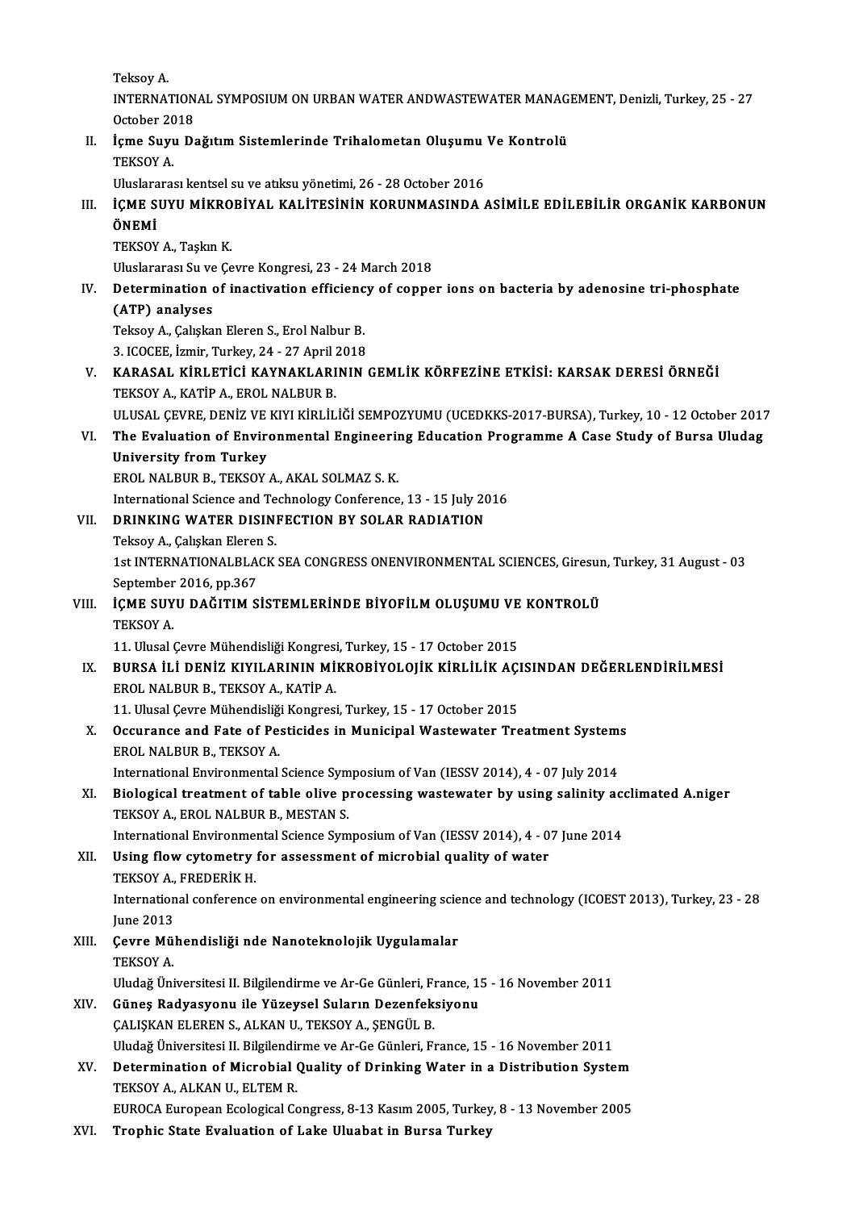Teksoy A.
INTERNATIONAL SYMPOSIUM ON URBAN WATER ANDWASTEWATER MANAGEMENT, Denizli, Turkey, 25 - 27 October 2018

II. **İçme Suyu Dağıtım Sistemlerinde Trihalometan Oluşumu Ve Kontrolü**
TEKSOY A.
Uluslararası kentsel su ve atıksu yönetimi, 26 - 28 October 2016

III. **İÇME SUYU MİKROBİYAL KALİTESİNİN KORUNMASINDA ASİMİLE EDİLEBİLİR ORGANİK KARBONUN ÖNEMİ**
TEKSOY A., Taşkın K.
Uluslararası Su ve Çevre Kongresi, 23 - 24 March 2018

IV. **Determination of inactivation efficiency of copper ions on bacteria by adenosine tri-phosphate (ATP) analyses**
Teksoy A., Çalışkan Eleren S., Erol Nalbur B.
3. ICOCEE, İzmir, Turkey, 24 - 27 April 2018

V. **KARASAL KİRLETİCİ KAYNAKLARININ GEMLİK KÖRFEZİNE ETKİSİ: KARSAK DERESİ ÖRNEĞİ**
TEKSOY A., KATİP A., EROL NALBUR B.
ULUSAL ÇEVRE, DENİZ VE KIYI KİRLİLİĞİ SEMPOZYUMU (UCEDKKS-2017-BURSA), Turkey, 10 - 12 October 2017

VI. **The Evaluation of Environmental Engineering Education Programme A Case Study of Bursa Uludag University from Turkey**
EROL NALBUR B., TEKSOY A., AKAL SOLMAZ S. K.
International Science and Technology Conference, 13 - 15 July 2016

VII. **DRINKING WATER DISINFECTION BY SOLAR RADIATION**
Teksoy A., Çalışkan Eleren S.
1st INTERNATIONALBLACK SEA CONGRESS ONENVIRONMENTAL SCIENCES, Giresun, Turkey, 31 August - 03 September 2016, pp.367

VIII. **İÇME SUYU DAĞITIM SİSTEMLERİNDE BİYOFİLM OLUŞUMU VE KONTROLÜ**
TEKSOY A.
11. Ulusal Çevre Mühendisliği Kongresi, Turkey, 15 - 17 October 2015

IX. **BURSA İLİ DENİZ KIYILARININ MİKROBİYOLOJİK KİRLİLİK AÇISINDAN DEĞERLENDİRİLMESİ**
EROL NALBUR B., TEKSOY A., KATİP A.
11. Ulusal Çevre Mühendisliği Kongresi, Turkey, 15 - 17 October 2015

X. **Occurance and Fate of Pesticides in Municipal Wastewater Treatment Systems**
EROL NALBUR B., TEKSOY A.
International Environmental Science Symposium of Van (IESSV 2014), 4 - 07 July 2014

XI. **Biological treatment of table olive processing wastewater by using salinity acclimated A.niger**
TEKSOY A., EROL NALBUR B., MESTAN S.
International Environmental Science Symposium of Van (IESSV 2014), 4 - 07 June 2014

XII. **Using flow cytometry for assessment of microbial quality of water**
TEKSOY A., FREDERİK H.
International conference on environmental engineering science and technology (ICOEST 2013), Turkey, 23 - 28 June 2013

XIII. **Çevre Mühendisliği nde Nanoteknolojik Uygulamalar**
TEKSOY A.
Uludağ Üniversitesi II. Bilgilendirme ve Ar-Ge Günleri, France, 15 - 16 November 2011

XIV. **Güneş Radyasyonu ile Yüzeysel Suların Dezenfeksiyonu**
ÇALIŞKAN ELEREN S., ALKAN U., TEKSOY A., ŞENGÜL B.
Uludağ Üniversitesi II. Bilgilendirme ve Ar-Ge Günleri, France, 15 - 16 November 2011

XV. **Determination of Microbial Quality of Drinking Water in a Distribution System**
TEKSOY A., ALKAN U., ELTEM R.
EUROCA European Ecological Congress, 8-13 Kasım 2005, Turkey, 8 - 13 November 2005

XVI. **Trophic State Evaluation of Lake Uluabat in Bursa Turkey**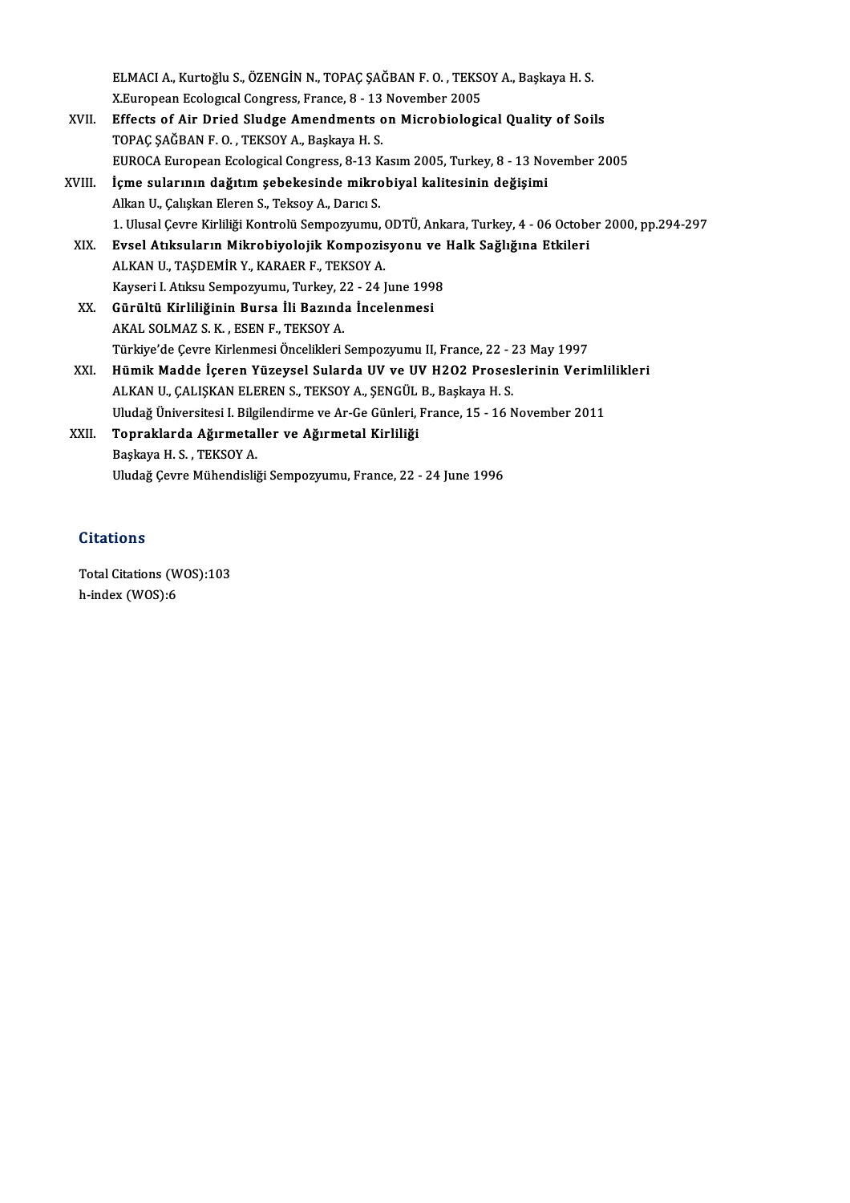ELMACI A., Kurtoğlu S., ÖZENGİN N., TOPAÇ ŞAĞBAN F. O. , TEKSOY A., Başkaya H. S.
X.European Ecologıcal Congress, France, 8 - 13 November 2005

XVII. **Effects of Air Dried Sludge Amendments on Microbiological Quality of Soils**
TOPAÇ ŞAĞBAN F. O. , TEKSOY A., Başkaya H. S.
EUROCA European Ecological Congress, 8-13 Kasım 2005, Turkey, 8 - 13 November 2005

XVIII. **İçme sularının dağıtım şebekesinde mikrobiyal kalitesinin değişimi**
Alkan U., Çalışkan Eleren S., Teksoy A., Darıcı S.
1. Ulusal Çevre Kirliliği Kontrolü Sempozyumu, ODTÜ, Ankara, Turkey, 4 - 06 October 2000, pp.294-297

XIX. **Evsel Atıksuların Mikrobiyolojik Kompozisyonu ve Halk Sağlığına Etkileri**
ALKAN U., TAŞDEMİR Y., KARAER F., TEKSOY A.
Kayseri I. Atıksu Sempozyumu, Turkey, 22 - 24 June 1998

XX. **Gürültü Kirliliğinin Bursa İli Bazında İncelenmesi**
AKAL SOLMAZ S. K. , ESEN F., TEKSOY A.
Türkiye'de Çevre Kirlenmesi Öncelikleri Sempozyumu II, France, 22 - 23 May 1997

XXI. **Hümik Madde İçeren Yüzeysel Sularda UV ve UV H2O2 Proseslerinin Verimlilikleri**
ALKAN U., ÇALIŞKAN ELEREN S., TEKSOY A., ŞENGÜL B., Başkaya H. S.
Uludağ Üniversitesi I. Bilgilendirme ve Ar-Ge Günleri, France, 15 - 16 November 2011

XXII. **Topraklarda Ağırmetaller ve Ağırmetal Kirliliği**
Başkaya H. S. , TEKSOY A.
Uludağ Çevre Mühendisliği Sempozyumu, France, 22 - 24 June 1996

## Citations

Total Citations (WOS):103
h-index (WOS):6